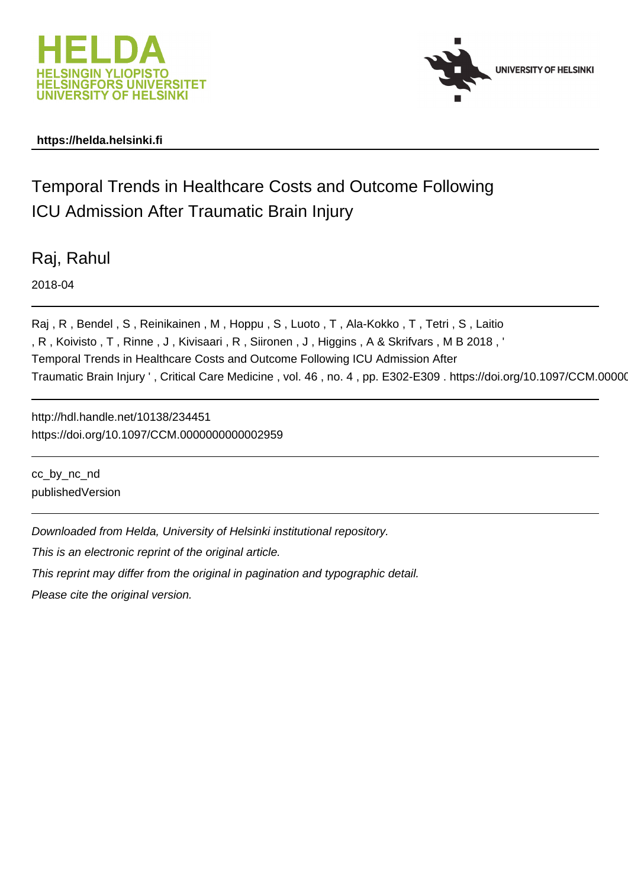https://helda.helsinki.fi

# Temporal Trends in Healthcare Costs and Outcome Following ICU Admission After Traumatic Brain Injury

Raj, Rahul

2018-04

Raj , R , Bendel , S , Reinikainen , M , Hoppu , S , Luoto , T , Ala-Kokko , T , Tetri , S , Laitio , R , Koivisto , T , Rinne , J , Kivisaari , R , Siironen , J , Higgins , A & Skrifvars , M B 2018 , ' Temporal Trends in Healthcare Costs and Outcome Following ICU Admission After Traumatic Brain Injury ' , Critical Care Medicine , vol. 46 , no. 4 , pp. E302-E309 . https://doi.org/10.1097/CCM.0000

http://hdl.handle.net/10138/234451
https://doi.org/10.1097/CCM.0000000000002959

cc_by_nc_nd
publishedVersion

*Downloaded from Helda, University of Helsinki institutional repository.*

*This is an electronic reprint of the original article.*

*This reprint may differ from the original in pagination and typographic detail.*

*Please cite the original version.*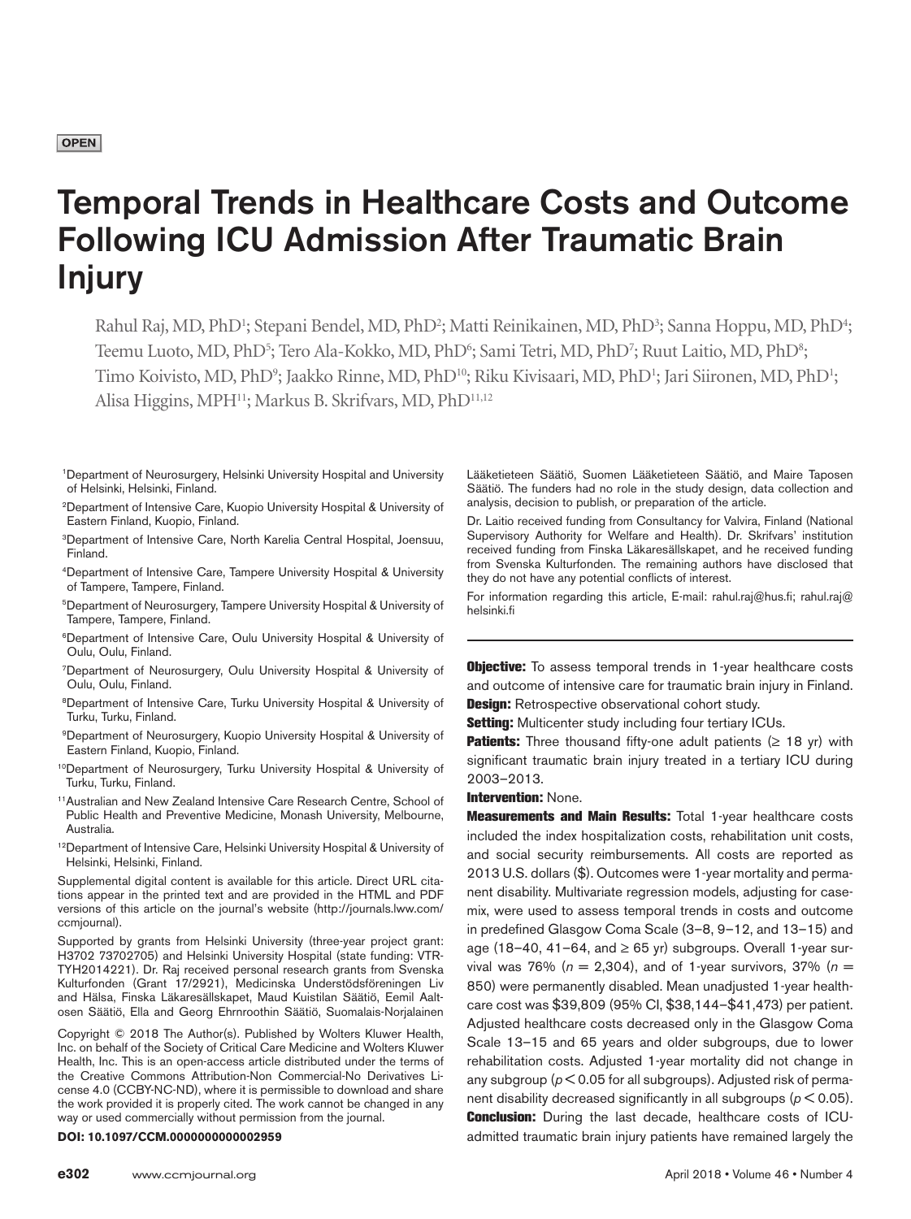**OPEN**

# Temporal Trends in Healthcare Costs and Outcome Following ICU Admission After Traumatic Brain Injury

Rahul Raj, MD, PhD[1]; Stepani Bendel, MD, PhD[2]; Matti Reinikainen, MD, PhD[3]; Sanna Hoppu, MD, PhD[4]; Teemu Luoto, MD, PhD[5]; Tero Ala-Kokko, MD, PhD[6]; Sami Tetri, MD, PhD[7]; Ruut Laitio, MD, PhD[8]; Timo Koivisto, MD, PhD[9]; Jaakko Rinne, MD, PhD[10]; Riku Kivisaari, MD, PhD[1]; Jari Siironen, MD, PhD[1]; Alisa Higgins, MPH[11]; Markus B. Skrifvars, MD, PhD[11,12]

[1]Department of Neurosurgery, Helsinki University Hospital and University of Helsinki, Helsinki, Finland.

[2]Department of Intensive Care, Kuopio University Hospital & University of Eastern Finland, Kuopio, Finland.

[3]Department of Intensive Care, North Karelia Central Hospital, Joensuu, Finland.

[4]Department of Intensive Care, Tampere University Hospital & University of Tampere, Tampere, Finland.

[5]Department of Neurosurgery, Tampere University Hospital & University of Tampere, Tampere, Finland.

[6]Department of Intensive Care, Oulu University Hospital & University of Oulu, Oulu, Finland.

[7]Department of Neurosurgery, Oulu University Hospital & University of Oulu, Oulu, Finland.

[8]Department of Intensive Care, Turku University Hospital & University of Turku, Turku, Finland.

[9]Department of Neurosurgery, Kuopio University Hospital & University of Eastern Finland, Kuopio, Finland.

[10]Department of Neurosurgery, Turku University Hospital & University of Turku, Turku, Finland.

[11]Australian and New Zealand Intensive Care Research Centre, School of Public Health and Preventive Medicine, Monash University, Melbourne, Australia.

[12]Department of Intensive Care, Helsinki University Hospital & University of Helsinki, Helsinki, Finland.

Supplemental digital content is available for this article. Direct URL citations appear in the printed text and are provided in the HTML and PDF versions of this article on the journal's website (http://journals.lww.com/ccmjournal).

Supported by grants from Helsinki University (three-year project grant: H3702 73702705) and Helsinki University Hospital (state funding: VTR-TYH2014221). Dr. Raj received personal research grants from Svenska Kulturfonden (Grant 17/2921), Medicinska Understödsföreningen Liv and Hälsa, Finska Läkaresällskapet, Maud Kuistilan Säätiö, Eemil Aaltosen Säätiö, Ella and Georg Ehrnroothin Säätiö, Suomalais-Norjalainen Lääketieteen Säätiö, Suomen Lääketieteen Säätiö, and Maire Taposen Säätiö. The funders had no role in the study design, data collection and analysis, decision to publish, or preparation of the article.

Dr. Laitio received funding from Consultancy for Valvira, Finland (National Supervisory Authority for Welfare and Health). Dr. Skrifvars' institution received funding from Finska Läkaresällskapet, and he received funding from Svenska Kulturfonden. The remaining authors have disclosed that they do not have any potential conflicts of interest.

For information regarding this article, E-mail: rahul.raj@hus.fi; rahul.raj@helsinki.fi

Copyright © 2018 The Author(s). Published by Wolters Kluwer Health, Inc. on behalf of the Society of Critical Care Medicine and Wolters Kluwer Health, Inc. This is an open-access article distributed under the terms of the Creative Commons Attribution-Non Commercial-No Derivatives License 4.0 (CCBY-NC-ND), where it is permissible to download and share the work provided it is properly cited. The work cannot be changed in any way or used commercially without permission from the journal.

**DOI: 10.1097/CCM.0000000000002959**

**Objective:** To assess temporal trends in 1-year healthcare costs and outcome of intensive care for traumatic brain injury in Finland.

**Design:** Retrospective observational cohort study.

**Setting:** Multicenter study including four tertiary ICUs.

**Patients:** Three thousand fifty-one adult patients (≥ 18 yr) with significant traumatic brain injury treated in a tertiary ICU during 2003–2013.

**Intervention:** None.

**Measurements and Main Results:** Total 1-year healthcare costs included the index hospitalization costs, rehabilitation unit costs, and social security reimbursements. All costs are reported as 2013 U.S. dollars ($). Outcomes were 1-year mortality and permanent disability. Multivariate regression models, adjusting for case-mix, were used to assess temporal trends in costs and outcome in predefined Glasgow Coma Scale (3–8, 9–12, and 13–15) and age (18–40, 41–64, and ≥ 65 yr) subgroups. Overall 1-year survival was 76% ($n$ = 2,304), and of 1-year survivors, 37% ($n$ = 850) were permanently disabled. Mean unadjusted 1-year healthcare cost was $39,809 (95% CI, $38,144–$41,473) per patient. Adjusted healthcare costs decreased only in the Glasgow Coma Scale 13–15 and 65 years and older subgroups, due to lower rehabilitation costs. Adjusted 1-year mortality did not change in any subgroup ($p < 0.05$ for all subgroups). Adjusted risk of permanent disability decreased significantly in all subgroups ($p < 0.05$).

**Conclusion:** During the last decade, healthcare costs of ICU-admitted traumatic brain injury patients have remained largely the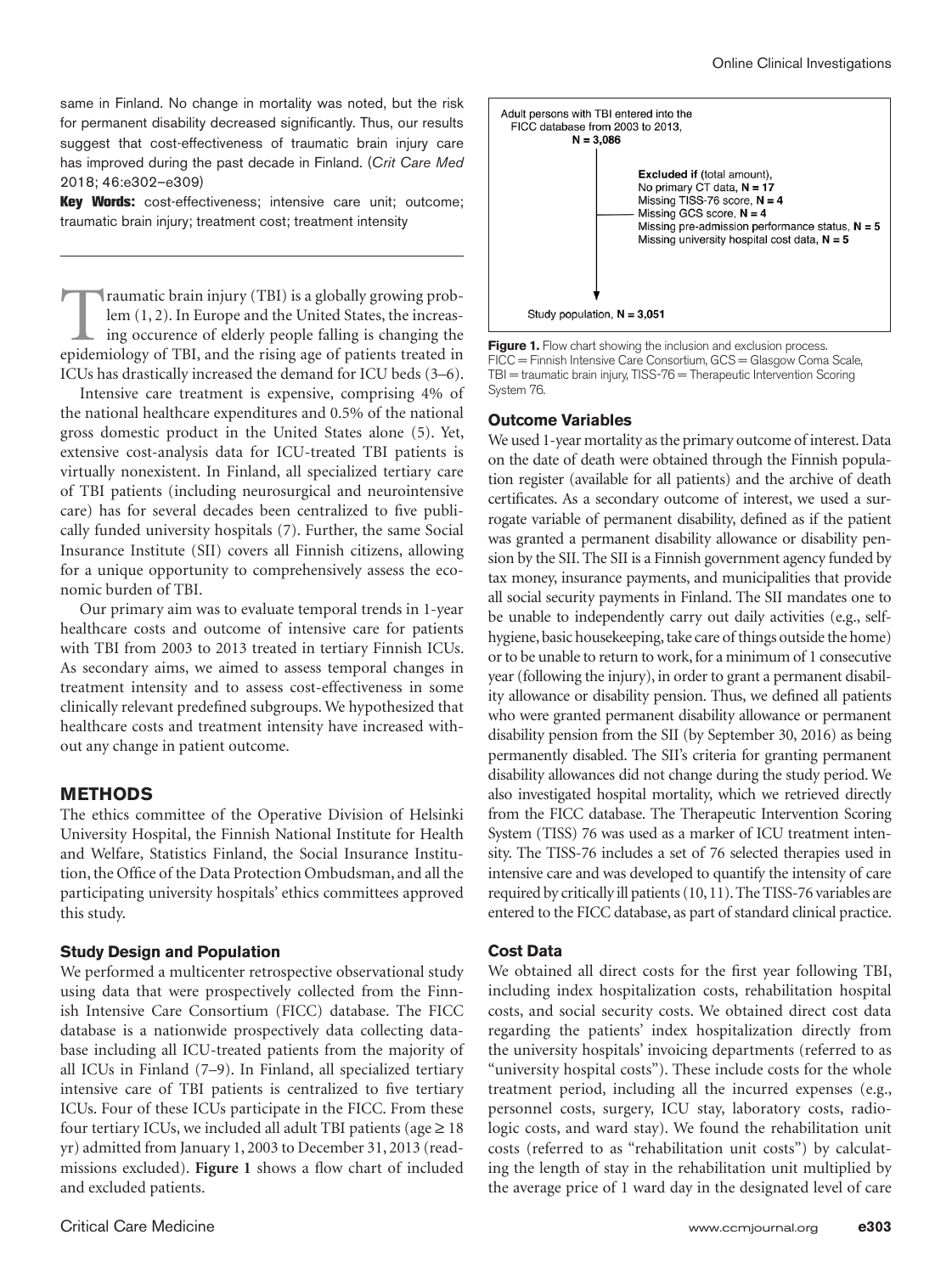same in Finland. No change in mortality was noted, but the risk for permanent disability decreased significantly. Thus, our results suggest that cost-effectiveness of traumatic brain injury care has improved during the past decade in Finland. (*Crit Care Med* 2018; 46:e302–e309)

**Key Words:** cost-effectiveness; intensive care unit; outcome; traumatic brain injury; treatment cost; treatment intensity

Traumatic brain injury (TBI) is a globally growing problem (1, 2). In Europe and the United States, the increasing occurence of elderly people falling is changing the epidemiology of TBI, and the rising age of patients treated in ICUs has drastically increased the demand for ICU beds (3–6).

Intensive care treatment is expensive, comprising 4% of the national healthcare expenditures and 0.5% of the national gross domestic product in the United States alone (5). Yet, extensive cost-analysis data for ICU-treated TBI patients is virtually nonexistent. In Finland, all specialized tertiary care of TBI patients (including neurosurgical and neurointensive care) has for several decades been centralized to five publically funded university hospitals (7). Further, the same Social Insurance Institute (SII) covers all Finnish citizens, allowing for a unique opportunity to comprehensively assess the economic burden of TBI.

Our primary aim was to evaluate temporal trends in 1-year healthcare costs and outcome of intensive care for patients with TBI from 2003 to 2013 treated in tertiary Finnish ICUs. As secondary aims, we aimed to assess temporal changes in treatment intensity and to assess cost-effectiveness in some clinically relevant predefined subgroups. We hypothesized that healthcare costs and treatment intensity have increased without any change in patient outcome.

## METHODS

The ethics committee of the Operative Division of Helsinki University Hospital, the Finnish National Institute for Health and Welfare, Statistics Finland, the Social Insurance Institution, the Office of the Data Protection Ombudsman, and all the participating university hospitals' ethics committees approved this study.

### Study Design and Population

We performed a multicenter retrospective observational study using data that were prospectively collected from the Finnish Intensive Care Consortium (FICC) database. The FICC database is a nationwide prospectively data collecting database including all ICU-treated patients from the majority of all ICUs in Finland (7–9). In Finland, all specialized tertiary intensive care of TBI patients is centralized to five tertiary ICUs. Four of these ICUs participate in the FICC. From these four tertiary ICUs, we included all adult TBI patients (age ≥ 18 yr) admitted from January 1, 2003 to December 31, 2013 (readmissions excluded). **Figure 1** shows a flow chart of included and excluded patients.

Adult persons with TBI entered into the FICC database from 2003 to 2013, **N = 3,086**

**Excluded if (**total amount),
No primary CT data, **N = 17**
Missing TISS-76 score, **N = 4**
Missing GCS score, **N = 4**
Missing pre-admission performance status, **N = 5**
Missing university hospital cost data, **N = 5**

Study population, **N = 3,051**

**Figure 1.** Flow chart showing the inclusion and exclusion process. FICC = Finnish Intensive Care Consortium, GCS = Glasgow Coma Scale, TBI = traumatic brain injury, TISS-76 = Therapeutic Intervention Scoring System 76.

### Outcome Variables

We used 1-year mortality as the primary outcome of interest. Data on the date of death were obtained through the Finnish population register (available for all patients) and the archive of death certificates. As a secondary outcome of interest, we used a surrogate variable of permanent disability, defined as if the patient was granted a permanent disability allowance or disability pension by the SII. The SII is a Finnish government agency funded by tax money, insurance payments, and municipalities that provide all social security payments in Finland. The SII mandates one to be unable to independently carry out daily activities (e.g., self-hygiene, basic housekeeping, take care of things outside the home) or to be unable to return to work, for a minimum of 1 consecutive year (following the injury), in order to grant a permanent disability allowance or disability pension. Thus, we defined all patients who were granted permanent disability allowance or permanent disability pension from the SII (by September 30, 2016) as being permanently disabled. The SII's criteria for granting permanent disability allowances did not change during the study period. We also investigated hospital mortality, which we retrieved directly from the FICC database. The Therapeutic Intervention Scoring System (TISS) 76 was used as a marker of ICU treatment intensity. The TISS-76 includes a set of 76 selected therapies used in intensive care and was developed to quantify the intensity of care required by critically ill patients (10, 11). The TISS-76 variables are entered to the FICC database, as part of standard clinical practice.

### Cost Data

We obtained all direct costs for the first year following TBI, including index hospitalization costs, rehabilitation hospital costs, and social security costs. We obtained direct cost data regarding the patients' index hospitalization directly from the university hospitals' invoicing departments (referred to as "university hospital costs"). These include costs for the whole treatment period, including all the incurred expenses (e.g., personnel costs, surgery, ICU stay, laboratory costs, radiologic costs, and ward stay). We found the rehabilitation unit costs (referred to as "rehabilitation unit costs") by calculating the length of stay in the rehabilitation unit multiplied by the average price of 1 ward day in the designated level of care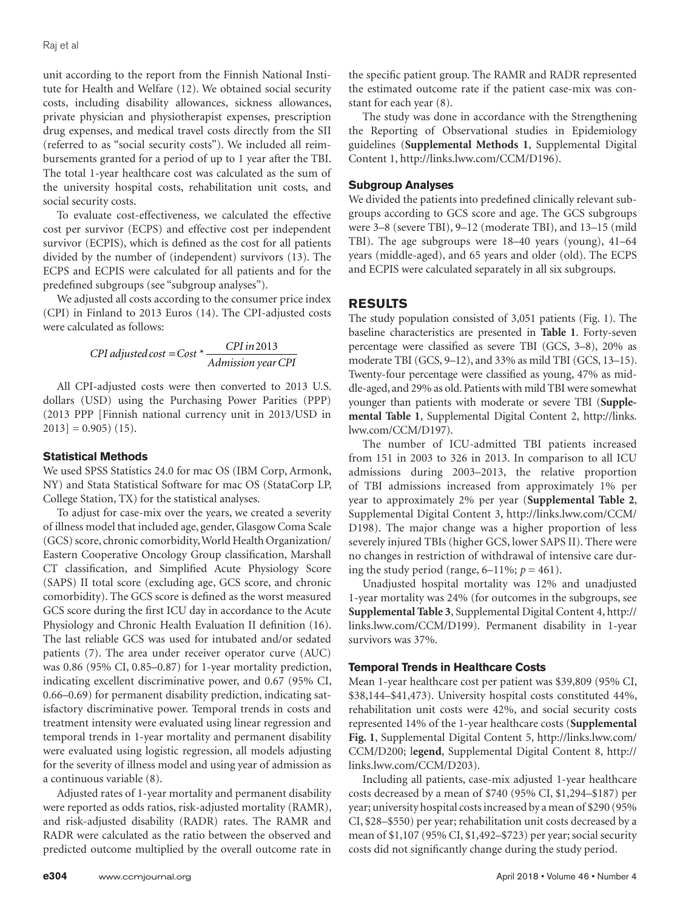unit according to the report from the Finnish National Institute for Health and Welfare (12). We obtained social security costs, including disability allowances, sickness allowances, private physician and physiotherapist expenses, prescription drug expenses, and medical travel costs directly from the SII (referred to as "social security costs"). We included all reimbursements granted for a period of up to 1 year after the TBI. The total 1-year healthcare cost was calculated as the sum of the university hospital costs, rehabilitation unit costs, and social security costs.

To evaluate cost-effectiveness, we calculated the effective cost per survivor (ECPS) and effective cost per independent survivor (ECPIS), which is defined as the cost for all patients divided by the number of (independent) survivors (13). The ECPS and ECPIS were calculated for all patients and for the predefined subgroups (see "subgroup analyses").

We adjusted all costs according to the consumer price index (CPI) in Finland to 2013 Euros (14). The CPI-adjusted costs were calculated as follows:

$$CPI\,adjusted\,cost = Cost * \frac{CPI\,in\,2013}{Admission\,year\,CPI}$$

All CPI-adjusted costs were then converted to 2013 U.S. dollars (USD) using the Purchasing Power Parities (PPP) (2013 PPP [Finnish national currency unit in 2013/USD in 2013] = 0.905) (15).

### Statistical Methods

We used SPSS Statistics 24.0 for mac OS (IBM Corp, Armonk, NY) and Stata Statistical Software for mac OS (StataCorp LP, College Station, TX) for the statistical analyses.

To adjust for case-mix over the years, we created a severity of illness model that included age, gender, Glasgow Coma Scale (GCS) score, chronic comorbidity, World Health Organization/Eastern Cooperative Oncology Group classification, Marshall CT classification, and Simplified Acute Physiology Score (SAPS) II total score (excluding age, GCS score, and chronic comorbidity). The GCS score is defined as the worst measured GCS score during the first ICU day in accordance to the Acute Physiology and Chronic Health Evaluation II definition (16). The last reliable GCS was used for intubated and/or sedated patients (7). The area under receiver operator curve (AUC) was 0.86 (95% CI, 0.85–0.87) for 1-year mortality prediction, indicating excellent discriminative power, and 0.67 (95% CI, 0.66–0.69) for permanent disability prediction, indicating satisfactory discriminative power. Temporal trends in costs and treatment intensity were evaluated using linear regression and temporal trends in 1-year mortality and permanent disability were evaluated using logistic regression, all models adjusting for the severity of illness model and using year of admission as a continuous variable (8).

Adjusted rates of 1-year mortality and permanent disability were reported as odds ratios, risk-adjusted mortality (RAMR), and risk-adjusted disability (RADR) rates. The RAMR and RADR were calculated as the ratio between the observed and predicted outcome multiplied by the overall outcome rate in the specific patient group. The RAMR and RADR represented the estimated outcome rate if the patient case-mix was constant for each year (8).

The study was done in accordance with the Strengthening the Reporting of Observational studies in Epidemiology guidelines (**Supplemental Methods 1**, Supplemental Digital Content 1, http://links.lww.com/CCM/D196).

### Subgroup Analyses

We divided the patients into predefined clinically relevant subgroups according to GCS score and age. The GCS subgroups were 3–8 (severe TBI), 9–12 (moderate TBI), and 13–15 (mild TBI). The age subgroups were 18–40 years (young), 41–64 years (middle-aged), and 65 years and older (old). The ECPS and ECPIS were calculated separately in all six subgroups.

## RESULTS

The study population consisted of 3,051 patients (Fig. 1). The baseline characteristics are presented in **Table 1**. Forty-seven percentage were classified as severe TBI (GCS, 3–8), 20% as moderate TBI (GCS, 9–12), and 33% as mild TBI (GCS, 13–15). Twenty-four percentage were classified as young, 47% as middle-aged, and 29% as old. Patients with mild TBI were somewhat younger than patients with moderate or severe TBI (**Supplemental Table 1**, Supplemental Digital Content 2, http://links.lww.com/CCM/D197).

The number of ICU-admitted TBI patients increased from 151 in 2003 to 326 in 2013. In comparison to all ICU admissions during 2003–2013, the relative proportion of TBI admissions increased from approximately 1% per year to approximately 2% per year (**Supplemental Table 2**, Supplemental Digital Content 3, http://links.lww.com/CCM/D198). The major change was a higher proportion of less severely injured TBIs (higher GCS, lower SAPS II). There were no changes in restriction of withdrawal of intensive care during the study period (range, 6–11%; $p = 461$).

Unadjusted hospital mortality was 12% and unadjusted 1-year mortality was 24% (for outcomes in the subgroups, see **Supplemental Table 3**, Supplemental Digital Content 4, http://links.lww.com/CCM/D199). Permanent disability in 1-year survivors was 37%.

### Temporal Trends in Healthcare Costs

Mean 1-year healthcare cost per patient was $39,809 (95% CI, $38,144–$41,473). University hospital costs constituted 44%, rehabilitation unit costs were 42%, and social security costs represented 14% of the 1-year healthcare costs (**Supplemental Fig. 1**, Supplemental Digital Content 5, http://links.lww.com/CCM/D200; l**egend**, Supplemental Digital Content 8, http://links.lww.com/CCM/D203).

Including all patients, case-mix adjusted 1-year healthcare costs decreased by a mean of $740 (95% CI, $1,294–$187) per year; university hospital costs increased by a mean of $290 (95% CI, $28–$550) per year; rehabilitation unit costs decreased by a mean of $1,107 (95% CI, $1,492–$723) per year; social security costs did not significantly change during the study period.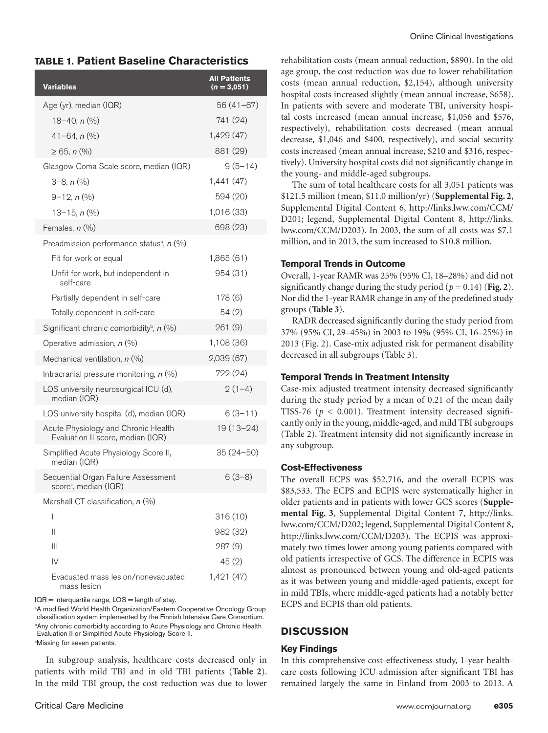**TABLE 1. Patient Baseline Characteristics**

| Variables | All Patients ($n = 3{,}051$) |
|---|---|
| Age (yr), median (IQR) | 56 (41–67) |
| 18–40, n (%) | 741 (24) |
| 41–64, n (%) | 1,429 (47) |
| ≥ 65, n (%) | 881 (29) |
| Glasgow Coma Scale score, median (IQR) | 9 (5–14) |
| 3–8, n (%) | 1,441 (47) |
| 9–12, n (%) | 594 (20) |
| 13–15, n (%) | 1,016 (33) |
| Females, n (%) | 698 (23) |
| Preadmission performance status[a], n (%) | |
| Fit for work or equal | 1,865 (61) |
| Unfit for work, but independent in self-care | 954 (31) |
| Partially dependent in self-care | 178 (6) |
| Totally dependent in self-care | 54 (2) |
| Significant chronic comorbidity[b], n (%) | 261 (9) |
| Operative admission, n (%) | 1,108 (36) |
| Mechanical ventilation, n (%) | 2,039 (67) |
| Intracranial pressure monitoring, n (%) | 722 (24) |
| LOS university neurosurgical ICU (d), median (IQR) | 2 (1–4) |
| LOS university hospital (d), median (IQR) | 6 (3–11) |
| Acute Physiology and Chronic Health Evaluation II score, median (IQR) | 19 (13–24) |
| Simplified Acute Physiology Score II, median (IQR) | 35 (24–50) |
| Sequential Organ Failure Assessment score[c], median (IQR) | 6 (3–8) |
| Marshall CT classification, n (%) | |
| I | 316 (10) |
| II | 982 (32) |
| III | 287 (9) |
| IV | 45 (2) |
| Evacuated mass lesion/nonevacuated mass lesion | 1,421 (47) |

IQR = interquartile range, LOS = length of stay.

[a]A modified World Health Organization/Eastern Cooperative Oncology Group classification system implemented by the Finnish Intensive Care Consortium.

[b]Any chronic comorbidity according to Acute Physiology and Chronic Health Evaluation II or Simplified Acute Physiology Score II.

[c]Missing for seven patients.

In subgroup analysis, healthcare costs decreased only in patients with mild TBI and in old TBI patients (**Table 2**). In the mild TBI group, the cost reduction was due to lower rehabilitation costs (mean annual reduction, $890). In the old age group, the cost reduction was due to lower rehabilitation costs (mean annual reduction, $2,154), although university hospital costs increased slightly (mean annual increase, $658). In patients with severe and moderate TBI, university hospital costs increased (mean annual increase, $1,056 and $576, respectively), rehabilitation costs decreased (mean annual decrease, $1,046 and $400, respectively), and social security costs increased (mean annual increase, $210 and $316, respectively). University hospital costs did not significantly change in the young- and middle-aged subgroups.

The sum of total healthcare costs for all 3,051 patients was $121.5 million (mean, $11.0 million/yr) (**Supplemental Fig. 2**, Supplemental Digital Content 6, http://links.lww.com/CCM/D201; legend, Supplemental Digital Content 8, http://links.lww.com/CCM/D203). In 2003, the sum of all costs was $7.1 million, and in 2013, the sum increased to $10.8 million.

### Temporal Trends in Outcome

Overall, 1-year RAMR was 25% (95% CI, 18–28%) and did not significantly change during the study period ($p = 0.14$) (**Fig. 2**). Nor did the 1-year RAMR change in any of the predefined study groups (**Table 3**).

RADR decreased significantly during the study period from 37% (95% CI, 29–45%) in 2003 to 19% (95% CI, 16–25%) in 2013 (Fig. 2). Case-mix adjusted risk for permanent disability decreased in all subgroups (Table 3).

### Temporal Trends in Treatment Intensity

Case-mix adjusted treatment intensity decreased significantly during the study period by a mean of 0.21 of the mean daily TISS-76 ($p < 0.001$). Treatment intensity decreased significantly only in the young, middle-aged, and mild TBI subgroups (Table 2). Treatment intensity did not significantly increase in any subgroup.

### Cost-Effectiveness

The overall ECPS was $52,716, and the overall ECPIS was $83,533. The ECPS and ECPIS were systematically higher in older patients and in patients with lower GCS scores (**Supplemental Fig. 3**, Supplemental Digital Content 7, http://links.lww.com/CCM/D202; legend, Supplemental Digital Content 8, http://links.lww.com/CCM/D203). The ECPIS was approximately two times lower among young patients compared with old patients irrespective of GCS. The difference in ECPIS was almost as pronounced between young and old-aged patients as it was between young and middle-aged patients, except for in mild TBIs, where middle-aged patients had a notably better ECPS and ECPIS than old patients.

## DISCUSSION

### Key Findings

In this comprehensive cost-effectiveness study, 1-year healthcare costs following ICU admission after significant TBI has remained largely the same in Finland from 2003 to 2013. A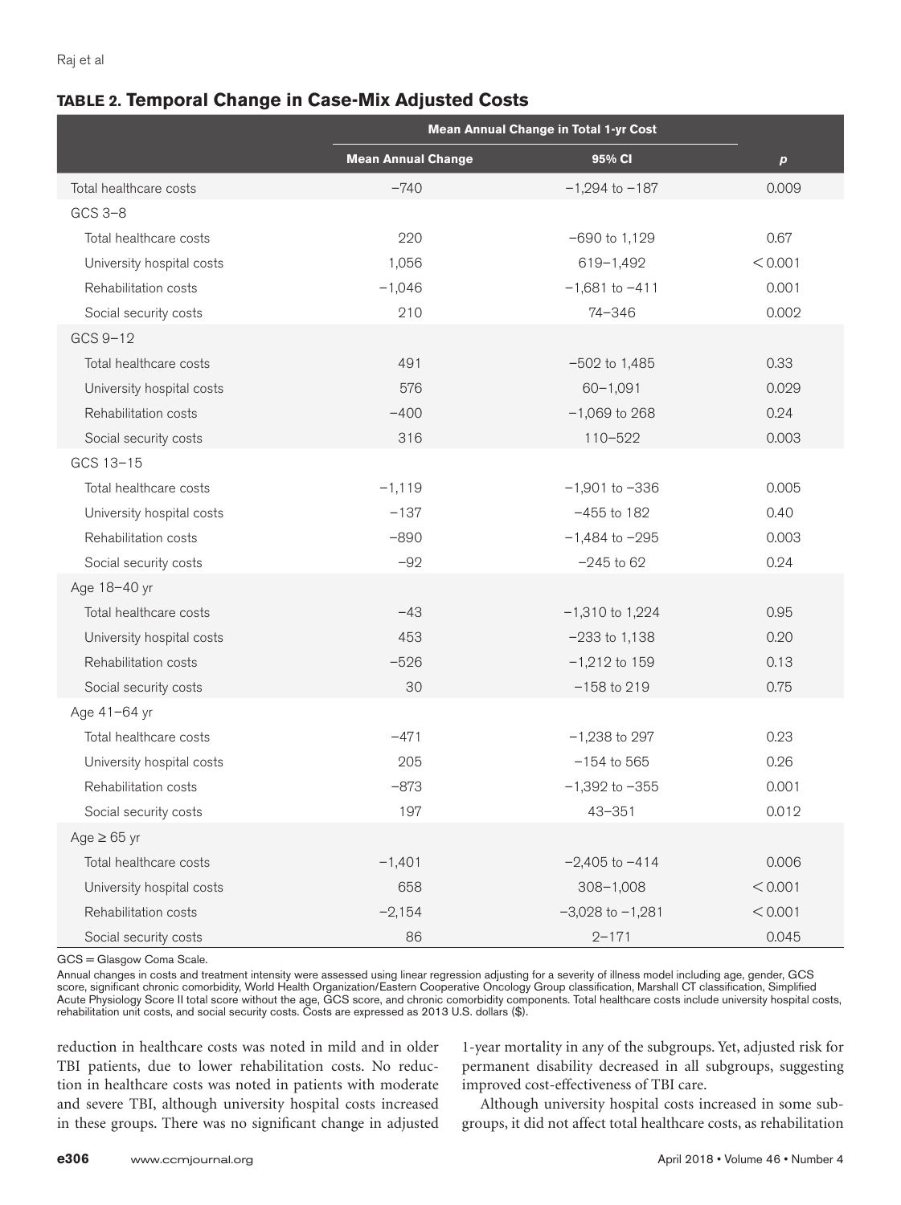**TABLE 2. Temporal Change in Case-Mix Adjusted Costs**

| | Mean Annual Change in Total 1-yr Cost | | |
|---|---|---|---|
| | Mean Annual Change | 95% CI | *p* |
| Total healthcare costs | −740 | −1,294 to −187 | 0.009 |
| GCS 3–8 | | | |
| Total healthcare costs | 220 | −690 to 1,129 | 0.67 |
| University hospital costs | 1,056 | 619–1,492 | < 0.001 |
| Rehabilitation costs | −1,046 | −1,681 to −411 | 0.001 |
| Social security costs | 210 | 74–346 | 0.002 |
| GCS 9–12 | | | |
| Total healthcare costs | 491 | −502 to 1,485 | 0.33 |
| University hospital costs | 576 | 60–1,091 | 0.029 |
| Rehabilitation costs | −400 | −1,069 to 268 | 0.24 |
| Social security costs | 316 | 110–522 | 0.003 |
| GCS 13–15 | | | |
| Total healthcare costs | −1,119 | −1,901 to −336 | 0.005 |
| University hospital costs | −137 | −455 to 182 | 0.40 |
| Rehabilitation costs | −890 | −1,484 to −295 | 0.003 |
| Social security costs | −92 | −245 to 62 | 0.24 |
| Age 18–40 yr | | | |
| Total healthcare costs | −43 | −1,310 to 1,224 | 0.95 |
| University hospital costs | 453 | −233 to 1,138 | 0.20 |
| Rehabilitation costs | −526 | −1,212 to 159 | 0.13 |
| Social security costs | 30 | −158 to 219 | 0.75 |
| Age 41–64 yr | | | |
| Total healthcare costs | −471 | −1,238 to 297 | 0.23 |
| University hospital costs | 205 | −154 to 565 | 0.26 |
| Rehabilitation costs | −873 | −1,392 to −355 | 0.001 |
| Social security costs | 197 | 43–351 | 0.012 |
| Age ≥ 65 yr | | | |
| Total healthcare costs | −1,401 | −2,405 to −414 | 0.006 |
| University hospital costs | 658 | 308–1,008 | < 0.001 |
| Rehabilitation costs | −2,154 | −3,028 to −1,281 | < 0.001 |
| Social security costs | 86 | 2–171 | 0.045 |

GCS = Glasgow Coma Scale.

Annual changes in costs and treatment intensity were assessed using linear regression adjusting for a severity of illness model including age, gender, GCS score, significant chronic comorbidity, World Health Organization/Eastern Cooperative Oncology Group classification, Marshall CT classification, Simplified Acute Physiology Score II total score without the age, GCS score, and chronic comorbidity components. Total healthcare costs include university hospital costs, rehabilitation unit costs, and social security costs. Costs are expressed as 2013 U.S. dollars ($).

reduction in healthcare costs was noted in mild and in older TBI patients, due to lower rehabilitation costs. No reduction in healthcare costs was noted in patients with moderate and severe TBI, although university hospital costs increased in these groups. There was no significant change in adjusted 1-year mortality in any of the subgroups. Yet, adjusted risk for permanent disability decreased in all subgroups, suggesting improved cost-effectiveness of TBI care.

Although university hospital costs increased in some subgroups, it did not affect total healthcare costs, as rehabilitation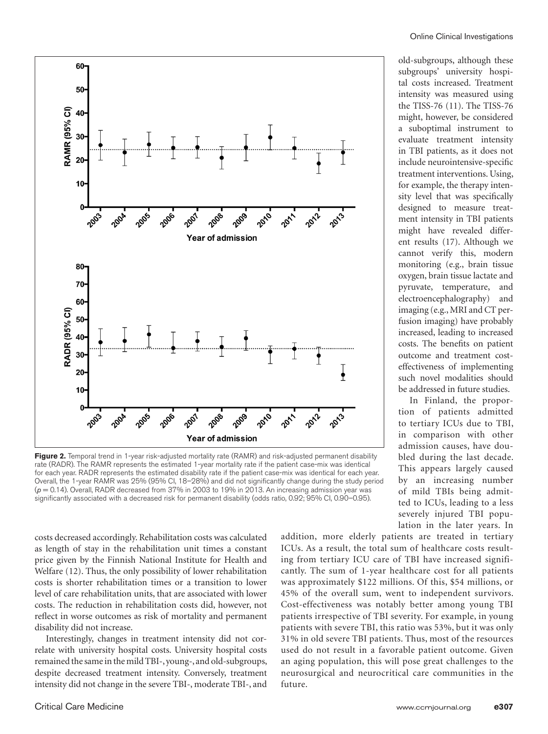**Figure 2.** Temporal trend in 1-year risk-adjusted mortality rate (RAMR) and risk-adjusted permanent disability rate (RADR). The RAMR represents the estimated 1-year mortality rate if the patient case-mix was identical for each year. RADR represents the estimated disability rate if the patient case-mix was identical for each year. Overall, the 1-year RAMR was 25% (95% CI, 18–28%) and did not significantly change during the study period ($p = 0.14$). Overall, RADR decreased from 37% in 2003 to 19% in 2013. An increasing admission year was significantly associated with a decreased risk for permanent disability (odds ratio, 0.92; 95% CI, 0.90–0.95).

costs decreased accordingly. Rehabilitation costs was calculated as length of stay in the rehabilitation unit times a constant price given by the Finnish National Institute for Health and Welfare (12). Thus, the only possibility of lower rehabilitation costs is shorter rehabilitation times or a transition to lower level of care rehabilitation units, that are associated with lower costs. The reduction in rehabilitation costs did, however, not reflect in worse outcomes as risk of mortality and permanent disability did not increase.

Interestingly, changes in treatment intensity did not correlate with university hospital costs. University hospital costs remained the same in the mild TBI-, young-, and old-subgroups, despite decreased treatment intensity. Conversely, treatment intensity did not change in the severe TBI-, moderate TBI-, and old-subgroups, although these subgroups' university hospital costs increased. Treatment intensity was measured using the TISS-76 (11). The TISS-76 might, however, be considered a suboptimal instrument to evaluate treatment intensity in TBI patients, as it does not include neurointensive-specific treatment interventions. Using, for example, the therapy intensity level that was specifically designed to measure treatment intensity in TBI patients might have revealed different results (17). Although we cannot verify this, modern monitoring (e.g., brain tissue oxygen, brain tissue lactate and pyruvate, temperature, and electroencephalography) and imaging (e.g., MRI and CT perfusion imaging) have probably increased, leading to increased costs. The benefits on patient outcome and treatment cost-effectiveness of implementing such novel modalities should be addressed in future studies.

In Finland, the proportion of patients admitted to tertiary ICUs due to TBI, in comparison with other admission causes, have doubled during the last decade. This appears largely caused by an increasing number of mild TBIs being admitted to ICUs, leading to a less severely injured TBI population in the later years. In addition, more elderly patients are treated in tertiary ICUs. As a result, the total sum of healthcare costs resulting from tertiary ICU care of TBI have increased significantly. The sum of 1-year healthcare cost for all patients was approximately $122 millions. Of this, $54 millions, or 45% of the overall sum, went to independent survivors. Cost-effectiveness was notably better among young TBI patients irrespective of TBI severity. For example, in young patients with severe TBI, this ratio was 53%, but it was only 31% in old severe TBI patients. Thus, most of the resources used do not result in a favorable patient outcome. Given an aging population, this will pose great challenges to the neurosurgical and neurocritical care communities in the future.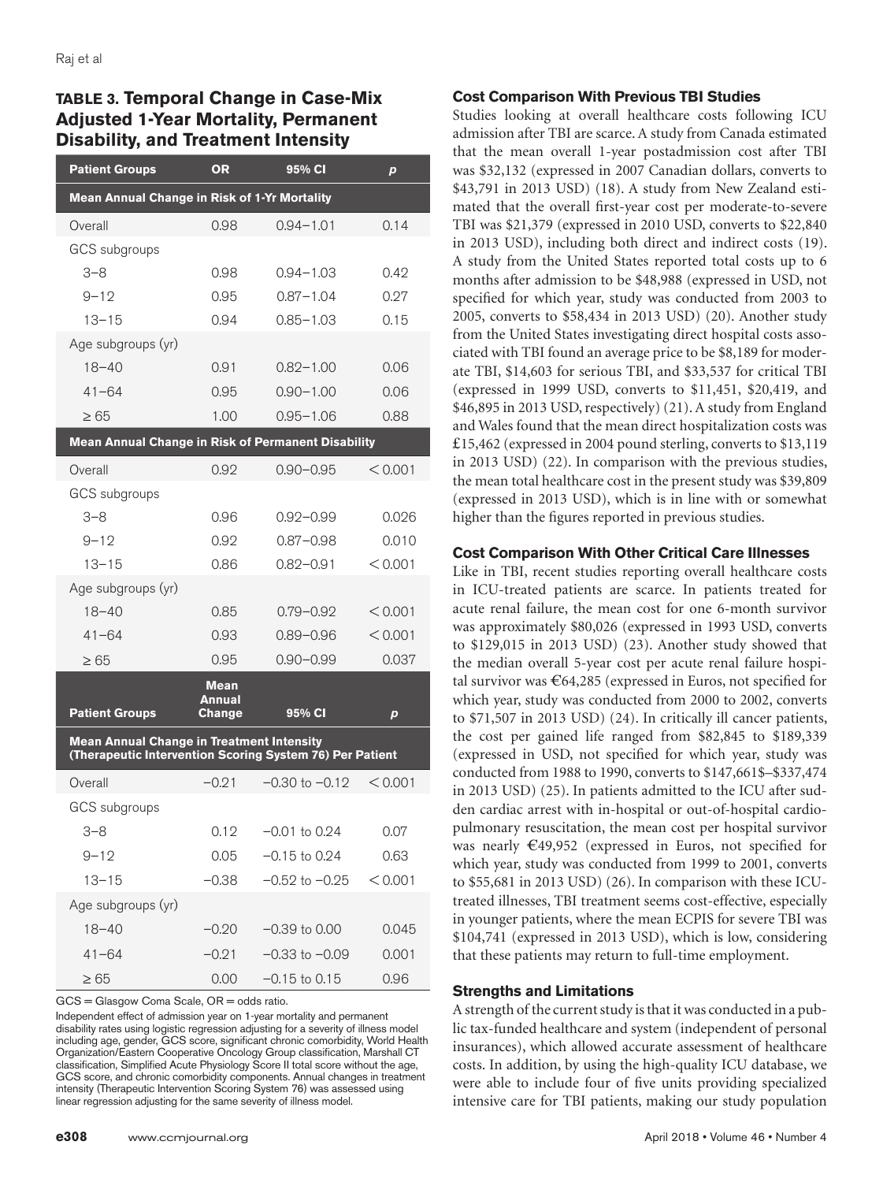**TABLE 3. Temporal Change in Case-Mix Adjusted 1-Year Mortality, Permanent Disability, and Treatment Intensity**

| Patient Groups | OR | 95% CI | *p* |
|---|---|---|---|
| **Mean Annual Change in Risk of 1-Yr Mortality** | | | |
| Overall | 0.98 | 0.94–1.01 | 0.14 |
| GCS subgroups | | | |
| 3–8 | 0.98 | 0.94–1.03 | 0.42 |
| 9–12 | 0.95 | 0.87–1.04 | 0.27 |
| 13–15 | 0.94 | 0.85–1.03 | 0.15 |
| Age subgroups (yr) | | | |
| 18–40 | 0.91 | 0.82–1.00 | 0.06 |
| 41–64 | 0.95 | 0.90–1.00 | 0.06 |
| ≥ 65 | 1.00 | 0.95–1.06 | 0.88 |
| **Mean Annual Change in Risk of Permanent Disability** | | | |
| Overall | 0.92 | 0.90–0.95 | < 0.001 |
| GCS subgroups | | | |
| 3–8 | 0.96 | 0.92–0.99 | 0.026 |
| 9–12 | 0.92 | 0.87–0.98 | 0.010 |
| 13–15 | 0.86 | 0.82–0.91 | < 0.001 |
| Age subgroups (yr) | | | |
| 18–40 | 0.85 | 0.79–0.92 | < 0.001 |
| 41–64 | 0.93 | 0.89–0.96 | < 0.001 |
| ≥ 65 | 0.95 | 0.90–0.99 | 0.037 |
| **Patient Groups** | **Mean Annual Change** | **95% CI** | ***p*** |
| **Mean Annual Change in Treatment Intensity (Therapeutic Intervention Scoring System 76) Per Patient** | | | |
| Overall | −0.21 | −0.30 to −0.12 | < 0.001 |
| GCS subgroups | | | |
| 3–8 | 0.12 | −0.01 to 0.24 | 0.07 |
| 9–12 | 0.05 | −0.15 to 0.24 | 0.63 |
| 13–15 | −0.38 | −0.52 to −0.25 | < 0.001 |
| Age subgroups (yr) | | | |
| 18–40 | −0.20 | −0.39 to 0.00 | 0.045 |
| 41–64 | −0.21 | −0.33 to −0.09 | 0.001 |
| ≥ 65 | 0.00 | −0.15 to 0.15 | 0.96 |

GCS = Glasgow Coma Scale, OR = odds ratio.

Independent effect of admission year on 1-year mortality and permanent disability rates using logistic regression adjusting for a severity of illness model including age, gender, GCS score, significant chronic comorbidity, World Health Organization/Eastern Cooperative Oncology Group classification, Marshall CT classification, Simplified Acute Physiology Score II total score without the age, GCS score, and chronic comorbidity components. Annual changes in treatment intensity (Therapeutic Intervention Scoring System 76) was assessed using linear regression adjusting for the same severity of illness model.

### Cost Comparison With Previous TBI Studies

Studies looking at overall healthcare costs following ICU admission after TBI are scarce. A study from Canada estimated that the mean overall 1-year postadmission cost after TBI was $32,132 (expressed in 2007 Canadian dollars, converts to $43,791 in 2013 USD) (18). A study from New Zealand estimated that the overall first-year cost per moderate-to-severe TBI was $21,379 (expressed in 2010 USD, converts to $22,840 in 2013 USD), including both direct and indirect costs (19). A study from the United States reported total costs up to 6 months after admission to be $48,988 (expressed in USD, not specified for which year, study was conducted from 2003 to 2005, converts to $58,434 in 2013 USD) (20). Another study from the United States investigating direct hospital costs associated with TBI found an average price to be $8,189 for moderate TBI, $14,603 for serious TBI, and $33,537 for critical TBI (expressed in 1999 USD, converts to $11,451, $20,419, and $46,895 in 2013 USD, respectively) (21). A study from England and Wales found that the mean direct hospitalization costs was £15,462 (expressed in 2004 pound sterling, converts to $13,119 in 2013 USD) (22). In comparison with the previous studies, the mean total healthcare cost in the present study was $39,809 (expressed in 2013 USD), which is in line with or somewhat higher than the figures reported in previous studies.

### Cost Comparison With Other Critical Care Illnesses

Like in TBI, recent studies reporting overall healthcare costs in ICU-treated patients are scarce. In patients treated for acute renal failure, the mean cost for one 6-month survivor was approximately $80,026 (expressed in 1993 USD, converts to $129,015 in 2013 USD) (23). Another study showed that the median overall 5-year cost per acute renal failure hospital survivor was €64,285 (expressed in Euros, not specified for which year, study was conducted from 2000 to 2002, converts to $71,507 in 2013 USD) (24). In critically ill cancer patients, the cost per gained life ranged from $82,845 to $189,339 (expressed in USD, not specified for which year, study was conducted from 1988 to 1990, converts to $147,661$–$337,474 in 2013 USD) (25). In patients admitted to the ICU after sudden cardiac arrest with in-hospital or out-of-hospital cardiopulmonary resuscitation, the mean cost per hospital survivor was nearly €49,952 (expressed in Euros, not specified for which year, study was conducted from 1999 to 2001, converts to $55,681 in 2013 USD) (26). In comparison with these ICU-treated illnesses, TBI treatment seems cost-effective, especially in younger patients, where the mean ECPIS for severe TBI was $104,741 (expressed in 2013 USD), which is low, considering that these patients may return to full-time employment.

### Strengths and Limitations

A strength of the current study is that it was conducted in a public tax-funded healthcare and system (independent of personal insurances), which allowed accurate assessment of healthcare costs. In addition, by using the high-quality ICU database, we were able to include four of five units providing specialized intensive care for TBI patients, making our study population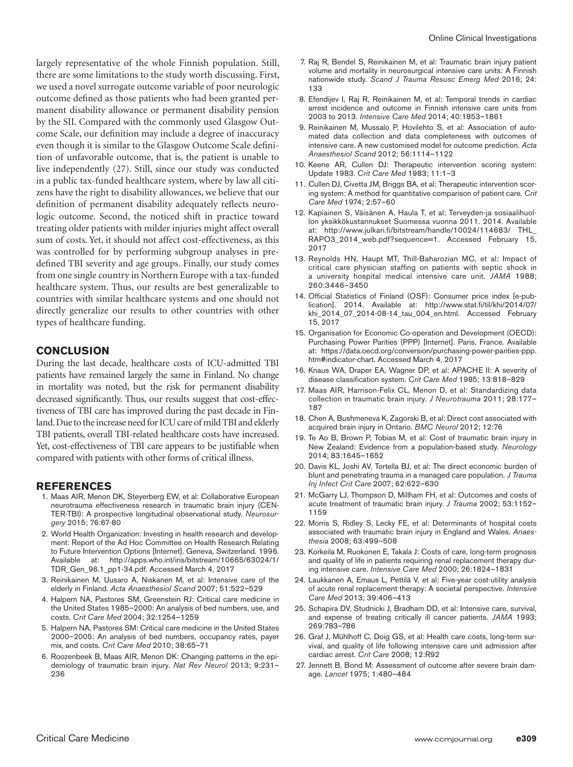largely representative of the whole Finnish population. Still, there are some limitations to the study worth discussing. First, we used a novel surrogate outcome variable of poor neurologic outcome defined as those patients who had been granted permanent disability allowance or permanent disability pension by the SII. Compared with the commonly used Glasgow Outcome Scale, our definition may include a degree of inaccuracy even though it is similar to the Glasgow Outcome Scale definition of unfavorable outcome, that is, the patient is unable to live independently (27). Still, since our study was conducted in a public tax-funded healthcare system, where by law all citizens have the right to disability allowances, we believe that our definition of permanent disability adequately reflects neurologic outcome. Second, the noticed shift in practice toward treating older patients with milder injuries might affect overall sum of costs. Yet, it should not affect cost-effectiveness, as this was controlled for by performing subgroup analyses in predefined TBI severity and age groups. Finally, our study comes from one single country in Northern Europe with a tax-funded healthcare system. Thus, our results are best generalizable to countries with similar healthcare systems and one should not directly generalize our results to other countries with other types of healthcare funding.

## CONCLUSION

During the last decade, healthcare costs of ICU-admitted TBI patients have remained largely the same in Finland. No change in mortality was noted, but the risk for permanent disability decreased significantly. Thus, our results suggest that cost-effectiveness of TBI care has improved during the past decade in Finland. Due to the increase need for ICU care of mild TBI and elderly TBI patients, overall TBI-related healthcare costs have increased. Yet, cost-effectiveness of TBI care appears to be justifiable when compared with patients with other forms of critical illness.

## REFERENCES

1. Maas AIR, Menon DK, Steyerberg EW, et al: Collaborative European neurotrauma effectiveness research in traumatic brain injury (CENTER-TBI): A prospective longitudinal observational study. *Neurosurgery* 2015; 76:67-80
2. World Health Organization: Investing in health research and development: Report of the Ad Hoc Committee on Health Research Relating to Future Intervention Options [Internet]. Geneva, Switzerland. 1996. Available at: http://apps.who.int/iris/bitstream/10665/63024/1/TDR_Gen_96.1_pp1-34.pdf. Accessed March 4, 2017
3. Reinikainen M, Uusaro A, Niskanen M, et al: Intensive care of the elderly in Finland. *Acta Anaesthesiol Scand* 2007; 51:522–529
4. Halpern NA, Pastores SM, Greenstein RJ: Critical care medicine in the United States 1985–2000: An analysis of bed numbers, use, and costs. *Crit Care Med* 2004; 32:1254–1259
5. Halpern NA, Pastores SM: Critical care medicine in the United States 2000–2005: An analysis of bed numbers, occupancy rates, payer mix, and costs. *Crit Care Med* 2010; 38:65–71
6. Roozenbeek B, Maas AIR, Menon DK: Changing patterns in the epidemiology of traumatic brain injury. *Nat Rev Neurol* 2013; 9:231–236
7. Raj R, Bendel S, Reinikainen M, et al: Traumatic brain injury patient volume and mortality in neurosurgical intensive care units: A Finnish nationwide study. *Scand J Trauma Resusc Emerg Med* 2016; 24:133
8. Efendijev I, Raj R, Reinikainen M, et al: Temporal trends in cardiac arrest incidence and outcome in Finnish intensive care units from 2003 to 2013. *Intensive Care Med* 2014; 40:1853–1861
9. Reinikainen M, Mussalo P, Hovilehto S, et al: Association of automated data collection and data completeness with outcomes of intensive care. A new customised model for outcome prediction. *Acta Anaesthesiol Scand* 2012; 56:1114–1122
10. Keene AR, Cullen DJ: Therapeutic intervention scoring system: Update 1983. *Crit Care Med* 1983; 11:1–3
11. Cullen DJ, Civetta JM, Briggs BA, et al: Therapeutic intervention scoring system: A method for quantitative comparison of patient care. *Crit Care Med* 1974; 2:57–60
12. Kapiainen S, Väisänen A, Haula T, et al: Terveyden-ja sosiaalihuollon yksikkökustannukset Suomessa vuonna 2011. 2014. Available at: http://www.julkari.fi/bitstream/handle/10024/114683/ THL_RAPO3_2014_web.pdf?sequence=1. Accessed February 15, 2017
13. Reynolds HN, Haupt MT, Thill-Baharozian MC, et al: Impact of critical care physician staffing on patients with septic shock in a university hospital medical intensive care unit. *JAMA* 1988; 260:3446–3450
14. Official Statistics of Finland (OSF): Consumer price index [e-publication]. 2014. Available at: http://www.stat.fi/til/khi/2014/07/khi_2014_07_2014-08-14_tau_004_en.html. Accessed February 15, 2017
15. Organisation for Economic Co-operation and Development (OECD): Purchasing Power Parities (PPP) [Internet]. Paris, France. Available at: https://data.oecd.org/conversion/purchasing-power-parities-ppp.htm#indicator-chart. Accessed March 4, 2017
16. Knaus WA, Draper EA, Wagner DP, et al: APACHE II: A severity of disease classification system. *Crit Care Med* 1985; 13:818–829
17. Maas AIR, Harrison-Felix CL, Menon D, et al: Standardizing data collection in traumatic brain injury. *J Neurotrauma* 2011; 28:177–187
18. Chen A, Bushmeneva K, Zagorski B, et al: Direct cost associated with acquired brain injury in Ontario. *BMC Neurol* 2012; 12:76
19. Te Ao B, Brown P, Tobias M, et al: Cost of traumatic brain injury in New Zealand: Evidence from a population-based study. *Neurology* 2014; 83:1645–1652
20. Davis KL, Joshi AV, Tortella BJ, et al: The direct economic burden of blunt and penetrating trauma in a managed care population. *J Trauma Inj Infect Crit Care* 2007; 62:622–630
21. McGarry LJ, Thompson D, Millham FH, et al: Outcomes and costs of acute treatment of traumatic brain injury. *J Trauma* 2002; 53:1152–1159
22. Morris S, Ridley S, Lecky FE, et al: Determinants of hospital costs associated with traumatic brain injury in England and Wales. *Anaesthesia* 2008; 63:499–508
23. Korkeila M, Ruokonen E, Takala J: Costs of care, long-term prognosis and quality of life in patients requiring renal replacement therapy during intensive care. *Intensive Care Med* 2000; 26:1824–1831
24. Laukkanen A, Emaus L, Pettilä V, et al: Five-year cost-utility analysis of acute renal replacement therapy: A societal perspective. *Intensive Care Med* 2013; 39:406–413
25. Schapira DV, Studnicki J, Bradham DD, et al: Intensive care, survival, and expense of treating critically ill cancer patients. *JAMA* 1993; 269:783–786
26. Graf J, Mühlhoff C, Doig GS, et al: Health care costs, long-term survival, and quality of life following intensive care unit admission after cardiac arrest. *Crit Care* 2008; 12:R92
27. Jennett B, Bond M: Assessment of outcome after severe brain damage. *Lancet* 1975; 1:480–484